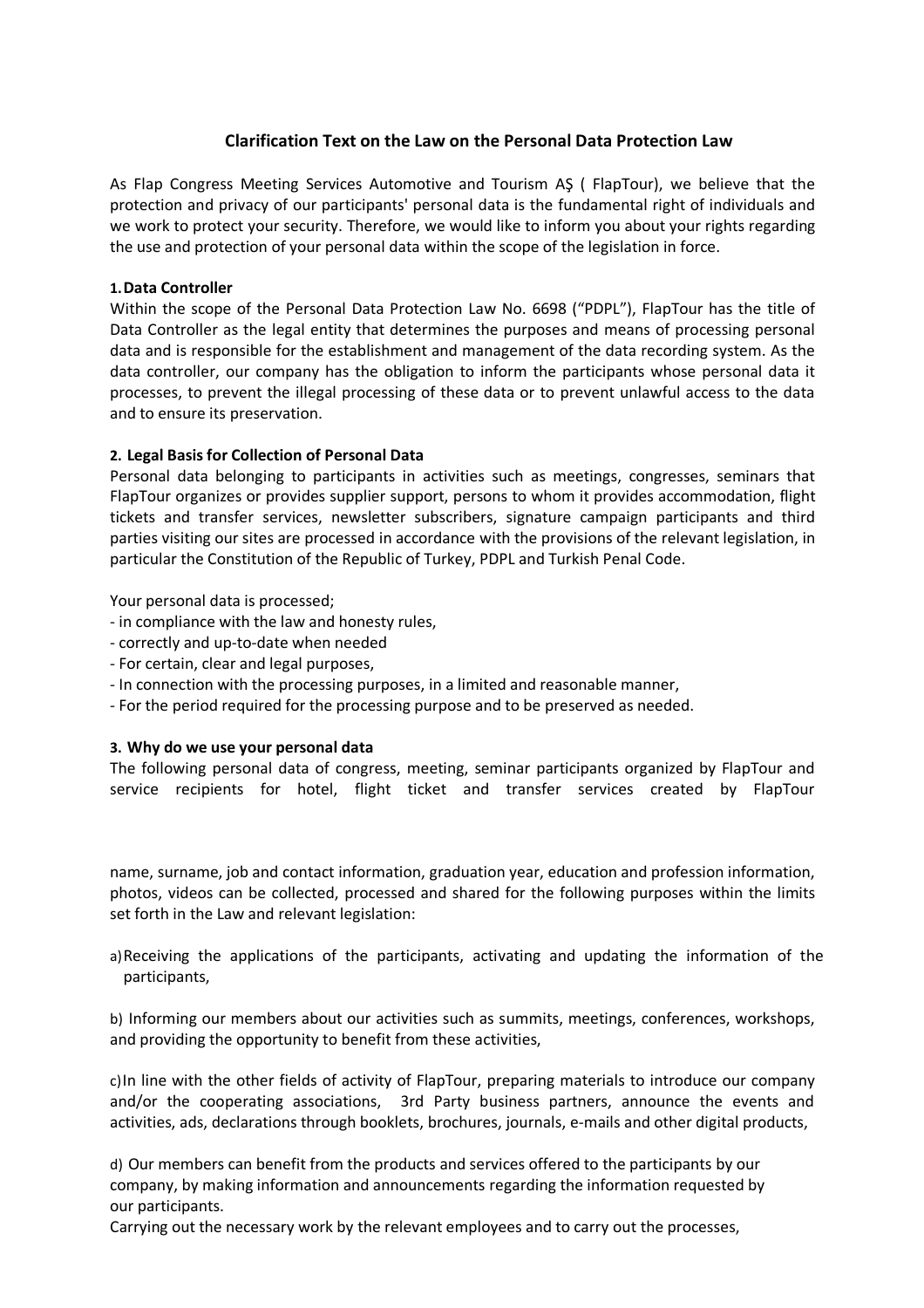# Clarification Text on the Law on the Personal Data Protection Law

As Flap Congress Meeting Services Automotive and Tourism AŞ ( FlapTour), we believe that the protection and privacy of our participants' personal data is the fundamental right of individuals and we work to protect your security. Therefore, we would like to inform you about your rights regarding the use and protection of your personal data within the scope of the legislation in force.

## 1. Data Controller

Within the scope of the Personal Data Protection Law No. 6698 ("PDPL"), FlapTour has the title of Data Controller as the legal entity that determines the purposes and means of processing personal data and is responsible for the establishment and management of the data recording system. As the data controller, our company has the obligation to inform the participants whose personal data it processes, to prevent the illegal processing of these data or to prevent unlawful access to the data and to ensure its preservation.

## 2. Legal Basis for Collection of Personal Data

Personal data belonging to participants in activities such as meetings, congresses, seminars that FlapTour organizes or provides supplier support, persons to whom it provides accommodation, flight tickets and transfer services, newsletter subscribers, signature campaign participants and third parties visiting our sites are processed in accordance with the provisions of the relevant legislation, in particular the Constitution of the Republic of Turkey, PDPL and Turkish Penal Code.

Your personal data is processed;

- in compliance with the law and honesty rules,
- correctly and up-to-date when needed
- For certain, clear and legal purposes,
- In connection with the processing purposes, in a limited and reasonable manner,
- For the period required for the processing purpose and to be preserved as needed.

## 3. Why do we use your personal data

The following personal data of congress, meeting, seminar participants organized by FlapTour and service recipients for hotel, flight ticket and transfer services created by FlapTour

name, surname, job and contact information, graduation year, education and profession information, photos, videos can be collected, processed and shared for the following purposes within the limits set forth in the Law and relevant legislation:

a) Receiving the applications of the participants, activating and updating the information of the participants,

b) Informing our members about our activities such as summits, meetings, conferences, workshops, and providing the opportunity to benefit from these activities,

c) In line with the other fields of activity of FlapTour, preparing materials to introduce our company and/or the cooperating associations, 3rd Party business partners, announce the events and activities, ads, declarations through booklets, brochures, journals, e-mails and other digital products,

d) Our members can benefit from the products and services offered to the participants by our company, by making information and announcements regarding the information requested by our participants.

Carrying out the necessary work by the relevant employees and to carry out the processes,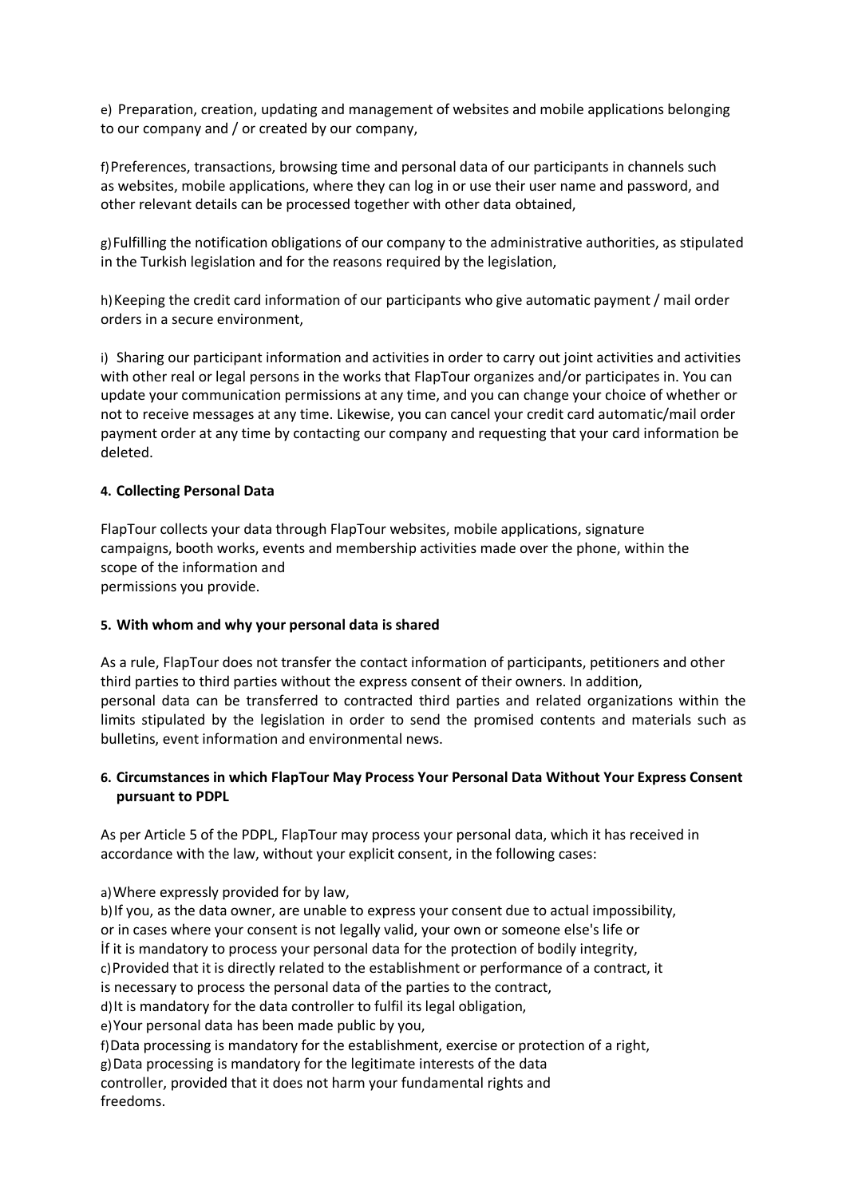e) Preparation, creation, updating and management of websites and mobile applications belonging to our company and / or created by our company,

f) Preferences, transactions, browsing time and personal data of our participants in channels such as websites, mobile applications, where they can log in or use their user name and password, and other relevant details can be processed together with other data obtained,

g) Fulfilling the notification obligations of our company to the administrative authorities, as stipulated in the Turkish legislation and for the reasons required by the legislation,

h) Keeping the credit card information of our participants who give automatic payment / mail order orders in a secure environment,

i) Sharing our participant information and activities in order to carry out joint activities and activities with other real or legal persons in the works that FlapTour organizes and/or participates in. You can update your communication permissions at any time, and you can change your choice of whether or not to receive messages at any time. Likewise, you can cancel your credit card automatic/mail order payment order at any time by contacting our company and requesting that your card information be deleted.

#### 4. Collecting Personal Data

FlapTour collects your data through FlapTour websites, mobile applications, signature campaigns, booth works, events and membership activities made over the phone, within the scope of the information and permissions you provide.

#### 5. With whom and why your personal data is shared

As a rule, FlapTour does not transfer the contact information of participants, petitioners and other third parties to third parties without the express consent of their owners. In addition, personal data can be transferred to contracted third parties and related organizations within the limits stipulated by the legislation in order to send the promised contents and materials such as bulletins, event information and environmental news.

#### 6. Circumstances in which FlapTour May Process Your Personal Data Without Your Express Consent pursuant to PDPL

As per Article 5 of the PDPL, FlapTour may process your personal data, which it has received in accordance with the law, without your explicit consent, in the following cases:

a) Where expressly provided for by law,
b) If you, as the data owner, are unable to express your consent due to actual impossibility, or in cases where your consent is not legally valid, your own or someone else's life or İf it is mandatory to process your personal data for the protection of bodily integrity,
c) Provided that it is directly related to the establishment or performance of a contract, it is necessary to process the personal data of the parties to the contract,
d) It is mandatory for the data controller to fulfil its legal obligation,
e) Your personal data has been made public by you,
f) Data processing is mandatory for the establishment, exercise or protection of a right,
g) Data processing is mandatory for the legitimate interests of the data controller, provided that it does not harm your fundamental rights and freedoms.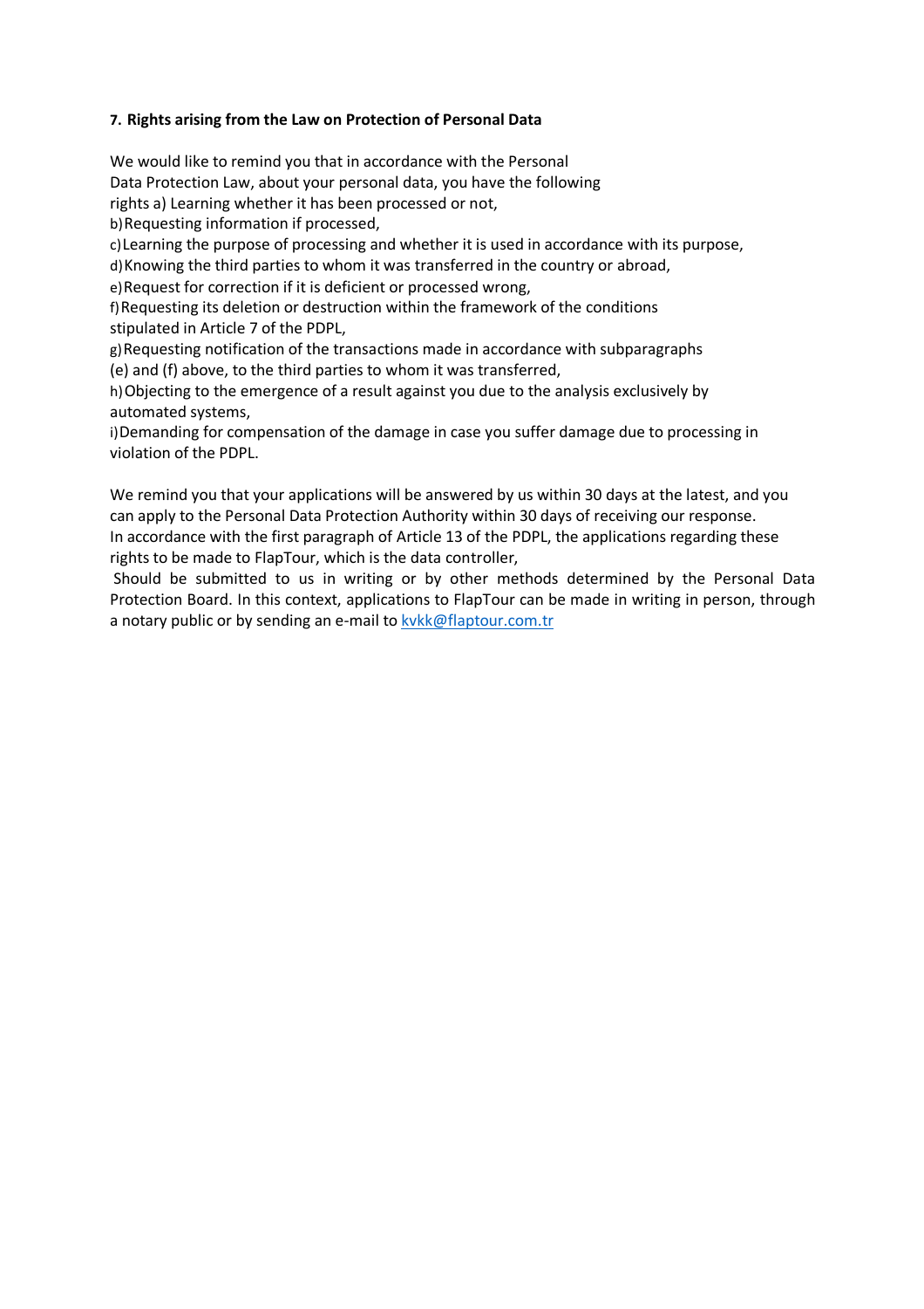**7. Rights arising from the Law on Protection of Personal Data**

We would like to remind you that in accordance with the Personal Data Protection Law, about your personal data, you have the following rights a) Learning whether it has been processed or not,

b) Requesting information if processed,

c) Learning the purpose of processing and whether it is used in accordance with its purpose,

d) Knowing the third parties to whom it was transferred in the country or abroad,

e) Request for correction if it is deficient or processed wrong,

f) Requesting its deletion or destruction within the framework of the conditions stipulated in Article 7 of the PDPL,

g) Requesting notification of the transactions made in accordance with subparagraphs (e) and (f) above, to the third parties to whom it was transferred,

h) Objecting to the emergence of a result against you due to the analysis exclusively by automated systems,

i) Demanding for compensation of the damage in case you suffer damage due to processing in violation of the PDPL.

We remind you that your applications will be answered by us within 30 days at the latest, and you can apply to the Personal Data Protection Authority within 30 days of receiving our response. In accordance with the first paragraph of Article 13 of the PDPL, the applications regarding these rights to be made to FlapTour, which is the data controller,

Should be submitted to us in writing or by other methods determined by the Personal Data Protection Board. In this context, applications to FlapTour can be made in writing in person, through a notary public or by sending an e-mail to kvkk@flaptour.com.tr